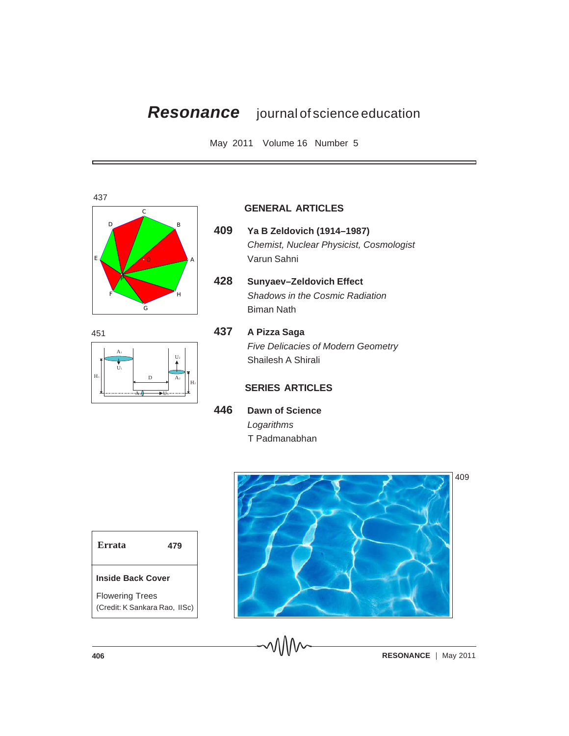# *Resonance* journal of science education

May 2011 Volume 16 Number 5

## GENERAL ARTICLES

**409** **Ya B Zeldovich (1914–1987)**
*Chemist, Nuclear Physicist, Cosmologist*
Varun Sahni

**428** **Sunyaev–Zeldovich Effect**
*Shadows in the Cosmic Radiation*
Biman Nath

**437** **A Pizza Saga**
*Five Delicacies of Modern Geometry*
Shailesh A Shirali

## SERIES ARTICLES

**446** **Dawn of Science**
*Logarithms*
T Padmanabhan

437

451

409

**Errata** 479

**Inside Back Cover**

Flowering Trees
(Credit: K Sankara Rao, IISc)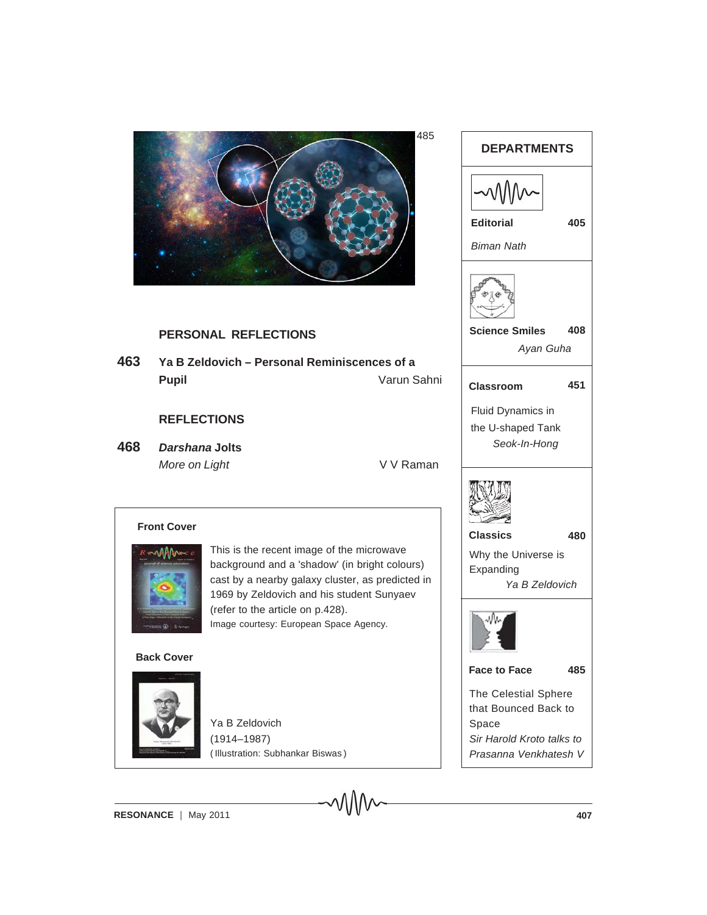485

## PERSONAL REFLECTIONS

**463** **Ya B Zeldovich – Personal Reminiscences of a Pupil** — Varun Sahni

## REFLECTIONS

**468** ***Darshana* Jolts**
*More on Light* — V V Raman

**Front Cover**

This is the recent image of the microwave background and a 'shadow' (in bright colours) cast by a nearby galaxy cluster, as predicted in 1969 by Zeldovich and his student Sunyaev (refer to the article on p.428).
Image courtesy: European Space Agency.

**Back Cover**

Ya B Zeldovich
(1914–1987)
(Illustration: Subhankar Biswas)

## DEPARTMENTS

**Editorial** 405
*Biman Nath*

**Science Smiles** 408
*Ayan Guha*

**Classroom** 451
Fluid Dynamics in the U-shaped Tank
*Seok-In-Hong*

**Classics** 480
Why the Universe is Expanding
*Ya B Zeldovich*

**Face to Face** 485
The Celestial Sphere that Bounced Back to Space
*Sir Harold Kroto talks to Prasanna Venkhatesh V*